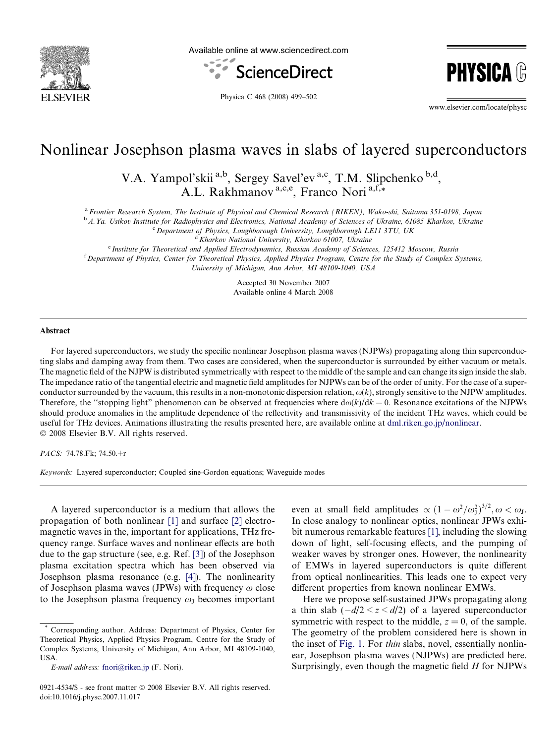# Nonlinear Josephson plasma waves in slabs of layered superconductors

V.A. Yampol'skii [a,b], Sergey Savel'ev [a,c], T.M. Slipchenko [b,d], A.L. Rakhmanov [a,c,e], Franco Nori [a,f,*]

[a] Frontier Research System, The Institute of Physical and Chemical Research (RIKEN), Wako-shi, Saitama 351-0198, Japan
[b] A.Ya. Usikov Institute for Radiophysics and Electronics, National Academy of Sciences of Ukraine, 61085 Kharkov, Ukraine
[c] Department of Physics, Loughborough University, Loughborough LE11 3TU, UK
[d] Kharkov National University, Kharkov 61007, Ukraine
[e] Institute for Theoretical and Applied Electrodynamics, Russian Academy of Sciences, 125412 Moscow, Russia
[f] Department of Physics, Center for Theoretical Physics, Applied Physics Program, Centre for the Study of Complex Systems, University of Michigan, Ann Arbor, MI 48109-1040, USA

Accepted 30 November 2007
Available online 4 March 2008

## Abstract

For layered superconductors, we study the specific nonlinear Josephson plasma waves (NJPWs) propagating along thin superconducting slabs and damping away from them. Two cases are considered, when the superconductor is surrounded by either vacuum or metals. The magnetic field of the NJPW is distributed symmetrically with respect to the middle of the sample and can change its sign inside the slab. The impedance ratio of the tangential electric and magnetic field amplitudes for NJPWs can be of the order of unity. For the case of a superconductor surrounded by the vacuum, this results in a non-monotonic dispersion relation, $\omega(k)$, strongly sensitive to the NJPW amplitudes. Therefore, the "stopping light" phenomenon can be observed at frequencies where $d\omega(k)/dk = 0$. Resonance excitations of the NJPWs should produce anomalies in the amplitude dependence of the reflectivity and transmissivity of the incident THz waves, which could be useful for THz devices. Animations illustrating the results presented here, are available online at dml.riken.go.jp/nonlinear.
© 2008 Elsevier B.V. All rights reserved.

*PACS:* 74.78.Fk; 74.50.+r

*Keywords:* Layered superconductor; Coupled sine-Gordon equations; Waveguide modes

A layered superconductor is a medium that allows the propagation of both nonlinear [1] and surface [2] electromagnetic waves in the, important for applications, THz frequency range. Surface waves and nonlinear effects are both due to the gap structure (see, e.g. Ref. [3]) of the Josephson plasma excitation spectra which has been observed via Josephson plasma resonance (e.g. [4]). The nonlinearity of Josephson plasma waves (JPWs) with frequency $\omega$ close to the Josephson plasma frequency $\omega_J$ becomes important even at small field amplitudes $\propto (1-\omega^2/\omega_J^2)^{3/2}, \omega < \omega_J$. In close analogy to nonlinear optics, nonlinear JPWs exhibit numerous remarkable features [1], including the slowing down of light, self-focusing effects, and the pumping of weaker waves by stronger ones. However, the nonlinearity of EMWs in layered superconductors is quite different from optical nonlinearities. This leads one to expect very different properties from known nonlinear EMWs.

Here we propose self-sustained JPWs propagating along a thin slab ($-d/2 < z < d/2$) of a layered superconductor symmetric with respect to the middle, $z = 0$, of the sample. The geometry of the problem considered here is shown in the inset of Fig. 1. For *thin* slabs, novel, essentially nonlinear, Josephson plasma waves (NJPWs) are predicted here. Surprisingly, even though the magnetic field $H$ for NJPWs

\* Corresponding author. Address: Department of Physics, Center for Theoretical Physics, Applied Physics Program, Centre for the Study of Complex Systems, University of Michigan, Ann Arbor, MI 48109-1040, USA.

*E-mail address:* fnori@riken.jp (F. Nori).

0921-4534/$ - see front matter © 2008 Elsevier B.V. All rights reserved.
doi:10.1016/j.physc.2007.11.017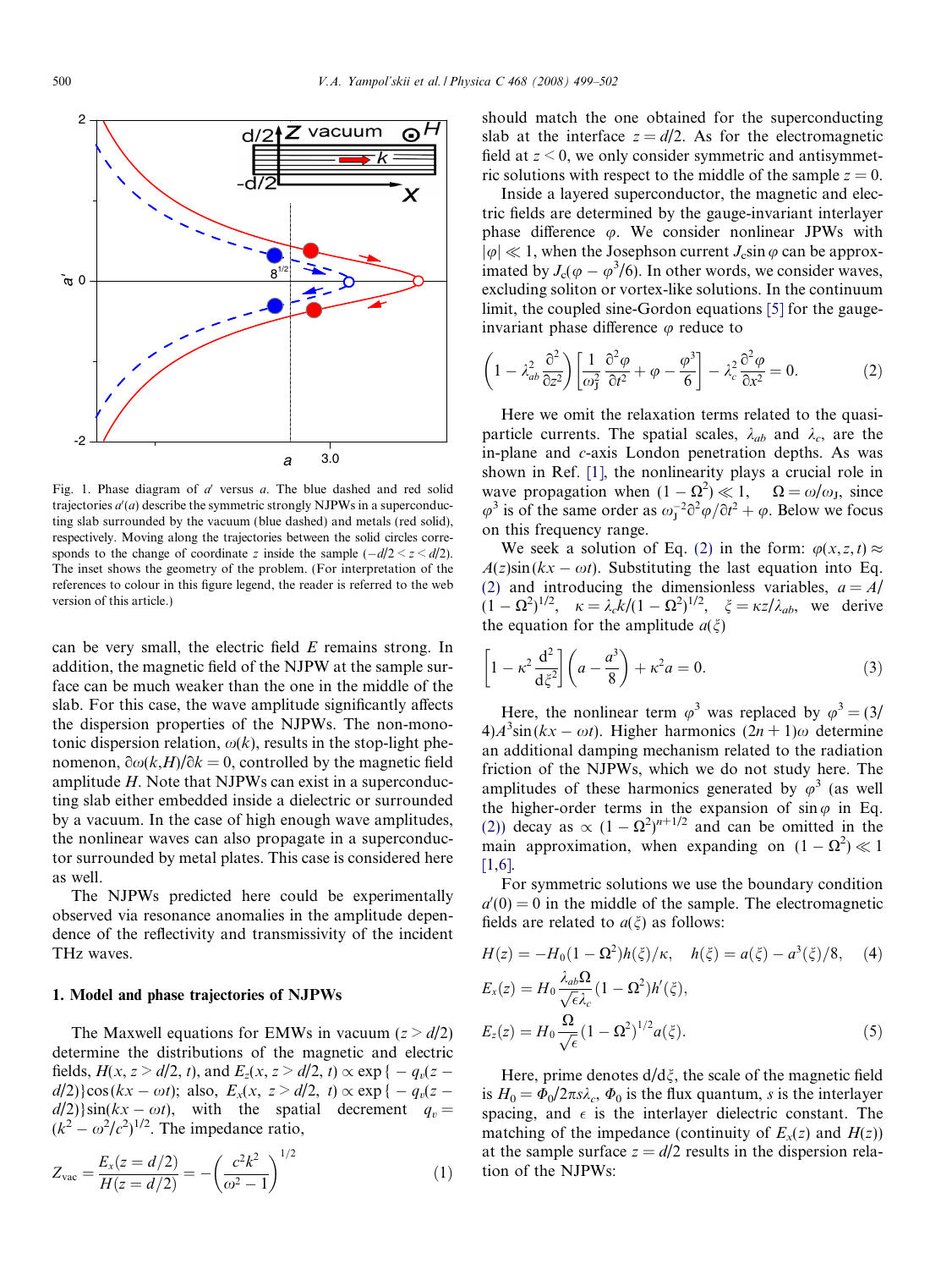Fig. 1. Phase diagram of $a'$ versus $a$. The blue dashed and red solid trajectories $a'(a)$ describe the symmetric strongly NJPWs in a superconducting slab surrounded by the vacuum (blue dashed) and metals (red solid), respectively. Moving along the trajectories between the solid circles corresponds to the change of coordinate $z$ inside the sample ($-d/2 < z < d/2$). The inset shows the geometry of the problem. (For interpretation of the references to colour in this figure legend, the reader is referred to the web version of this article.)

can be very small, the electric field $E$ remains strong. In addition, the magnetic field of the NJPW at the sample surface can be much weaker than the one in the middle of the slab. For this case, the wave amplitude significantly affects the dispersion properties of the NJPWs. The non-monotonic dispersion relation, $\omega(k)$, results in the stop-light phenomenon, $\partial\omega(k,H)/\partial k = 0$, controlled by the magnetic field amplitude $H$. Note that NJPWs can exist in a superconducting slab either embedded inside a dielectric or surrounded by a vacuum. In the case of high enough wave amplitudes, the nonlinear waves can also propagate in a superconductor surrounded by metal plates. This case is considered here as well.

The NJPWs predicted here could be experimentally observed via resonance anomalies in the amplitude dependence of the reflectivity and transmissivity of the incident THz waves.

## 1. Model and phase trajectories of NJPWs

The Maxwell equations for EMWs in vacuum ($z > d/2$) determine the distributions of the magnetic and electric fields, $H(x, z > d/2, t)$, and $E_z(x, z > d/2, t) \propto \exp\{-q_v(z - d/2)\}\cos(kx - \omega t)$; also, $E_x(x, z > d/2, t) \propto \exp\{-q_v(z - d/2)\}\sin(kx - \omega t)$, with the spatial decrement $q_v = (k^2 - \omega^2/c^2)^{1/2}$. The impedance ratio,

$$Z_{\text{vac}} = \frac{E_x(z = d/2)}{H(z = d/2)} = -\left(\frac{c^2k^2}{\omega^2} - 1\right)^{1/2} \tag{1}$$

should match the one obtained for the superconducting slab at the interface $z = d/2$. As for the electromagnetic field at $z < 0$, we only consider symmetric and antisymmetric solutions with respect to the middle of the sample $z = 0$.

Inside a layered superconductor, the magnetic and electric fields are determined by the gauge-invariant interlayer phase difference $\varphi$. We consider nonlinear JPWs with $|\varphi| \ll 1$, when the Josephson current $J_c\sin\varphi$ can be approximated by $J_c(\varphi - \varphi^3/6)$. In other words, we consider waves, excluding soliton or vortex-like solutions. In the continuum limit, the coupled sine-Gordon equations [5] for the gauge-invariant phase difference $\varphi$ reduce to

$$\left(1 - \lambda_{ab}^2\frac{\partial^2}{\partial z^2}\right)\left[\frac{1}{\omega_J^2}\frac{\partial^2\varphi}{\partial t^2} + \varphi - \frac{\varphi^3}{6}\right] - \lambda_c^2\frac{\partial^2\varphi}{\partial x^2} = 0. \tag{2}$$

Here we omit the relaxation terms related to the quasiparticle currents. The spatial scales, $\lambda_{ab}$ and $\lambda_c$, are the in-plane and $c$-axis London penetration depths. As was shown in Ref. [1], the nonlinearity plays a crucial role in wave propagation when $(1 - \Omega^2) \ll 1$, $\Omega = \omega/\omega_J$, since $\varphi^3$ is of the same order as $\omega_J^{-2}\partial^2\varphi/\partial t^2 + \varphi$. Below we focus on this frequency range.

We seek a solution of Eq. (2) in the form: $\varphi(x,z,t) \approx A(z)\sin(kx - \omega t)$. Substituting the last equation into Eq. (2) and introducing the dimensionless variables, $a = A/(1 - \Omega^2)^{1/2}$, $\kappa = \lambda_c k/(1 - \Omega^2)^{1/2}$, $\xi = \kappa z/\lambda_{ab}$, we derive the equation for the amplitude $a(\xi)$

$$\left[1 - \kappa^2\frac{d^2}{d\xi^2}\right]\left(a - \frac{a^3}{8}\right) + \kappa^2 a = 0. \tag{3}$$

Here, the nonlinear term $\varphi^3$ was replaced by $\varphi^3 = (3/4)A^3\sin(kx - \omega t)$. Higher harmonics $(2n+1)\omega$ determine an additional damping mechanism related to the radiation friction of the NJPWs, which we do not study here. The amplitudes of these harmonics generated by $\varphi^3$ (as well the higher-order terms in the expansion of $\sin\varphi$ in Eq. (2)) decay as $\propto (1 - \Omega^2)^{n+1/2}$ and can be omitted in the main approximation, when expanding on $(1 - \Omega^2) \ll 1$ [1,6].

For symmetric solutions we use the boundary condition $a'(0) = 0$ in the middle of the sample. The electromagnetic fields are related to $a(\xi)$ as follows:

$$H(z) = -H_0(1 - \Omega^2)h(\xi)/\kappa, \quad h(\xi) = a(\xi) - a^3(\xi)/8, \tag{4}$$

$$E_x(z) = H_0\frac{\lambda_{ab}\Omega}{\sqrt{\epsilon}\lambda_c}(1 - \Omega^2)h'(\xi),$$

$$E_z(z) = H_0\frac{\Omega}{\sqrt{\epsilon}}(1 - \Omega^2)^{1/2}a(\xi). \tag{5}$$

Here, prime denotes $d/d\xi$, the scale of the magnetic field is $H_0 = \Phi_0/2\pi s\lambda_c$, $\Phi_0$ is the flux quantum, $s$ is the interlayer spacing, and $\epsilon$ is the interlayer dielectric constant. The matching of the impedance (continuity of $E_x(z)$ and $H(z)$) at the sample surface $z = d/2$ results in the dispersion relation of the NJPWs: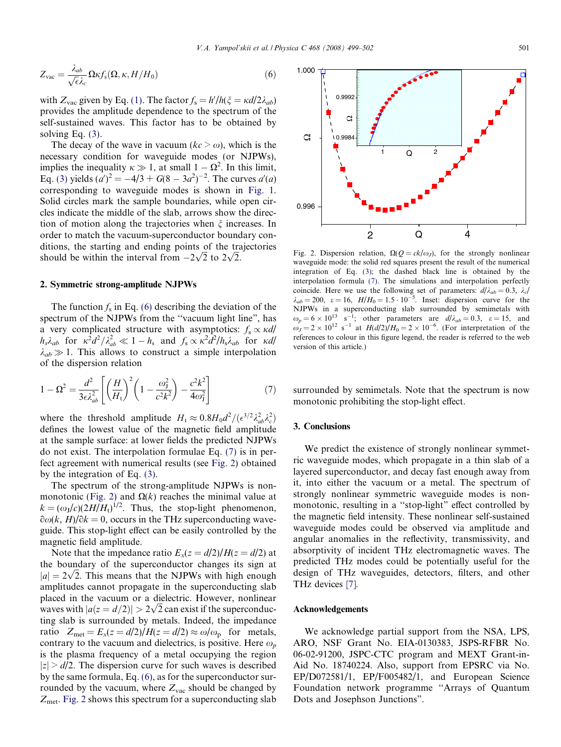$$Z_{\rm vac} = \frac{\lambda_{ab}}{\sqrt{\epsilon}\lambda_c}\Omega\kappa f_{\rm s}(\Omega, \kappa, H/H_0) \tag{6}$$

with $Z_{\rm vac}$ given by Eq. (1). The factor $f_{\rm s} = h'/h(\xi = \kappa d/2\lambda_{ab})$ provides the amplitude dependence to the spectrum of the self-sustained waves. This factor has to be obtained by solving Eq. (3).

The decay of the wave in vacuum ($kc > \omega$), which is the necessary condition for waveguide modes (or NJPWs), implies the inequality $\kappa \gg 1$, at small $1 - \Omega^2$. In this limit, Eq. (3) yields $(a')^2 = -4/3 + G(8 - 3a^2)^{-2}$. The curves $a'(a)$ corresponding to waveguide modes is shown in Fig. 1. Solid circles mark the sample boundaries, while open circles indicate the middle of the slab, arrows show the direction of motion along the trajectories when $\xi$ increases. In order to match the vacuum-superconductor boundary conditions, the starting and ending points of the trajectories should be within the interval from $-2\sqrt{2}$ to $2\sqrt{2}$.

## 2. Symmetric strong-amplitude NJPWs

The function $f_{\rm s}$ in Eq. (6) describing the deviation of the spectrum of the NJPWs from the "vacuum light line", has a very complicated structure with asymptotics: $f_{\rm s} \propto \kappa d/h_{\rm s}\lambda_{ab}$ for $\kappa^2 d^2/\lambda_{ab}^2 \ll 1 - h_{\rm s}$ and $f_{\rm s} \propto \kappa^2 d^2/h_{\rm s}\lambda_{ab}$ for $\kappa d/\lambda_{ab} \gg 1$. This allows to construct a simple interpolation of the dispersion relation

$$1 - \Omega^2 = \frac{d^2}{3\epsilon\lambda_{ab}^2}\left[\left(\frac{H}{H_{\rm t}}\right)^2\left(1 - \frac{\omega_{\rm J}^2}{c^2k^2}\right) - \frac{c^2k^2}{4\omega_{\rm J}^2}\right] \tag{7}$$

where the threshold amplitude $H_{\rm t} \approx 0.8H_0 d^2/(\epsilon^{3/2}\lambda_{ab}^2\lambda_c^2)$ defines the lowest value of the magnetic field amplitude at the sample surface: at lower fields the predicted NJPWs do not exist. The interpolation formulae Eq. (7) is in perfect agreement with numerical results (see Fig. 2) obtained by the integration of Eq. (3).

The spectrum of the strong-amplitude NJPWs is non-monotonic (Fig. 2) and $\Omega(k)$ reaches the minimal value at $k = (\omega_{\rm J}/c)(2H/H_{\rm t})^{1/2}$. Thus, the stop-light phenomenon, $\partial\omega(k, H)/\partial k = 0$, occurs in the THz superconducting waveguide. This stop-light effect can be easily controlled by the magnetic field amplitude.

Note that the impedance ratio $E_x(z = d/2)/H(z = d/2)$ at the boundary of the superconductor changes its sign at $|a| = 2\sqrt{2}$. This means that the NJPWs with high enough amplitudes cannot propagate in the superconducting slab placed in the vacuum or a dielectric. However, nonlinear waves with $|a(z = d/2)| > 2\sqrt{2}$ can exist if the superconducting slab is surrounded by metals. Indeed, the impedance ratio $Z_{\rm met} = E_x(z = d/2)/H(z = d/2) \approx \omega/\omega_{\rm p}$ for metals, contrary to the vacuum and dielectrics, is positive. Here $\omega_p$ is the plasma frequency of a metal occupying the region $|z| > d/2$. The dispersion curve for such waves is described by the same formula, Eq. (6), as for the superconductor surrounded by the vacuum, where $Z_{\rm vac}$ should be changed by $Z_{\rm met}$. Fig. 2 shows this spectrum for a superconducting slab surrounded by semimetals. Note that the spectrum is now monotonic prohibiting the stop-light effect.

Fig. 2. Dispersion relation, $\Omega(Q = ck/\omega_J)$, for the strongly nonlinear waveguide mode: the solid red squares present the result of the numerical integration of Eq. (3); the dashed black line is obtained by the interpolation formula (7). The simulations and interpolation perfectly coincide. Here we use the following set of parameters: $d/\lambda_{ab} = 0.3$, $\lambda_c/\lambda_{ab} = 200$, $\varepsilon = 16$, $H/H_0 = 1.5 \cdot 10^{-5}$. Inset: dispersion curve for the NJPWs in a superconducting slab surrounded by semimetals with $\omega_p = 6 \times 10^{13}$ s$^{-1}$; other parameters are $d/\lambda_{ab} = 0.3$, $\varepsilon = 15$, and $\omega_J = 2 \times 10^{12}$ s$^{-1}$ at $H(d/2)/H_0 = 2 \times 10^{-6}$. (For interpretation of the references to colour in this figure legend, the reader is referred to the web version of this article.)

## 3. Conclusions

We predict the existence of strongly nonlinear symmetric waveguide modes, which propagate in a thin slab of a layered superconductor, and decay fast enough away from it, into either the vacuum or a metal. The spectrum of strongly nonlinear symmetric waveguide modes is non-monotonic, resulting in a "stop-light" effect controlled by the magnetic field intensity. These nonlinear self-sustained waveguide modes could be observed via amplitude and angular anomalies in the reflectivity, transmissivity, and absorptivity of incident THz electromagnetic waves. The predicted THz modes could be potentially useful for the design of THz waveguides, detectors, filters, and other THz devices [7].

## Acknowledgements

We acknowledge partial support from the NSA, LPS, ARO, NSF Grant No. EIA-0130383, JSPS-RFBR No. 06-02-91200, JSPC-CTC program and MEXT Grant-in-Aid No. 18740224. Also, support from EPSRC via No. EP/D072581/1, EP/F005482/1, and European Science Foundation network programme "Arrays of Quantum Dots and Josephson Junctions".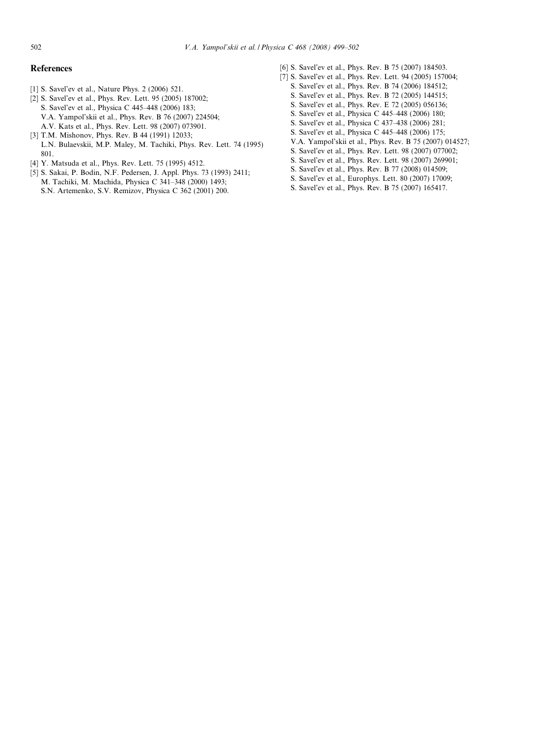## References

[1] S. Savel'ev et al., Nature Phys. 2 (2006) 521.

[2] S. Savel'ev et al., Phys. Rev. Lett. 95 (2005) 187002;
S. Savel'ev et al., Physica C 445–448 (2006) 183;
V.A. Yampol'skii et al., Phys. Rev. B 76 (2007) 224504;
A.V. Kats et al., Phys. Rev. Lett. 98 (2007) 073901.

[3] T.M. Mishonov, Phys. Rev. B 44 (1991) 12033;
L.N. Bulaevskii, M.P. Maley, M. Tachiki, Phys. Rev. Lett. 74 (1995) 801.

[4] Y. Matsuda et al., Phys. Rev. Lett. 75 (1995) 4512.

[5] S. Sakai, P. Bodin, N.F. Pedersen, J. Appl. Phys. 73 (1993) 2411;
M. Tachiki, M. Machida, Physica C 341–348 (2000) 1493;
S.N. Artemenko, S.V. Remizov, Physica C 362 (2001) 200.

[6] S. Savel'ev et al., Phys. Rev. B 75 (2007) 184503.

[7] S. Savel'ev et al., Phys. Rev. Lett. 94 (2005) 157004;
S. Savel'ev et al., Phys. Rev. B 74 (2006) 184512;
S. Savel'ev et al., Phys. Rev. B 72 (2005) 144515;
S. Savel'ev et al., Phys. Rev. E 72 (2005) 056136;
S. Savel'ev et al., Physica C 445–448 (2006) 180;
S. Savel'ev et al., Physica C 437–438 (2006) 281;
S. Savel'ev et al., Physica C 445–448 (2006) 175;
V.A. Yampol'skii et al., Phys. Rev. B 75 (2007) 014527;
S. Savel'ev et al., Phys. Rev. Lett. 98 (2007) 077002;
S. Savel'ev et al., Phys. Rev. Lett. 98 (2007) 269901;
S. Savel'ev et al., Phys. Rev. B 77 (2008) 014509;
S. Savel'ev et al., Europhys. Lett. 80 (2007) 17009;
S. Savel'ev et al., Phys. Rev. B 75 (2007) 165417.